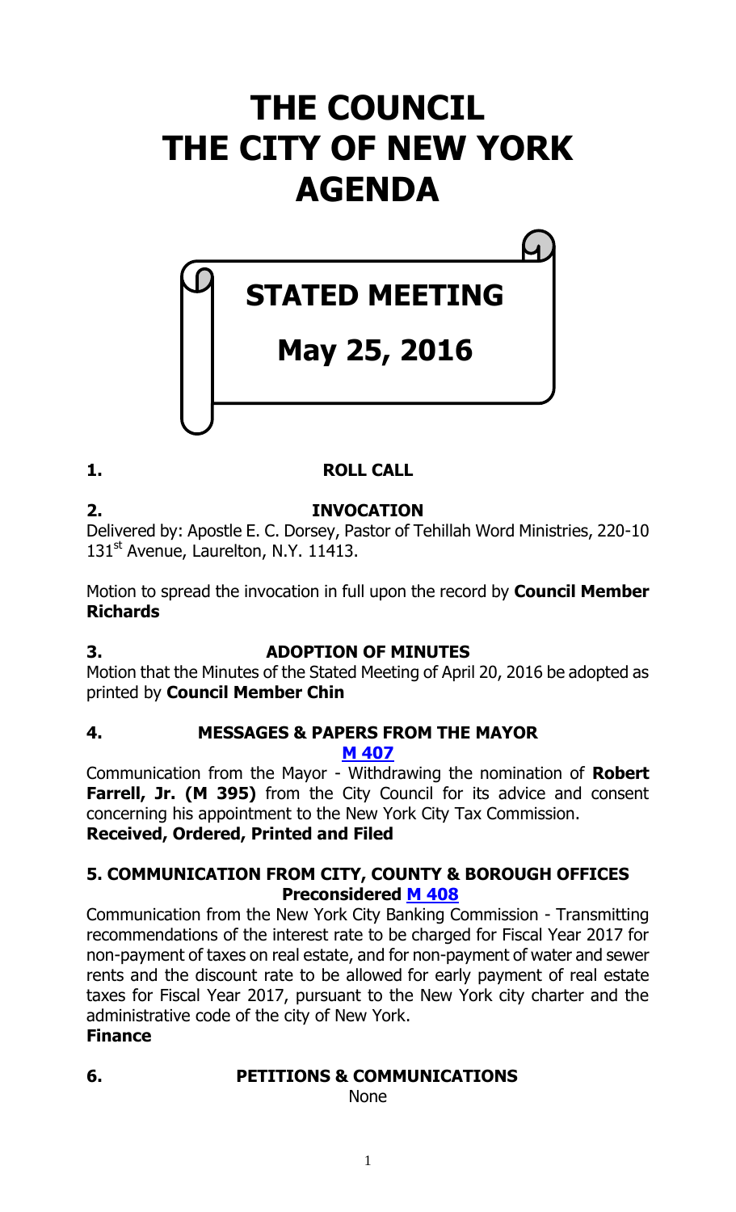# THE COUNCIL
# THE CITY OF NEW YORK
# AGENDA

## STATED MEETING

## May 25, 2016

**1. ROLL CALL**

**2. INVOCATION**

Delivered by: Apostle E. C. Dorsey, Pastor of Tehillah Word Ministries, 220-10 131st Avenue, Laurelton, N.Y. 11413.

Motion to spread the invocation in full upon the record by **Council Member Richards**

**3. ADOPTION OF MINUTES**

Motion that the Minutes of the Stated Meeting of April 20, 2016 be adopted as printed by **Council Member Chin**

**4. MESSAGES & PAPERS FROM THE MAYOR**

**M 407**

Communication from the Mayor - Withdrawing the nomination of **Robert Farrell, Jr. (M 395)** from the City Council for its advice and consent concerning his appointment to the New York City Tax Commission.

**Received, Ordered, Printed and Filed**

**5. COMMUNICATION FROM CITY, COUNTY & BOROUGH OFFICES**

**Preconsidered M 408**

Communication from the New York City Banking Commission - Transmitting recommendations of the interest rate to be charged for Fiscal Year 2017 for non-payment of taxes on real estate, and for non-payment of water and sewer rents and the discount rate to be allowed for early payment of real estate taxes for Fiscal Year 2017, pursuant to the New York city charter and the administrative code of the city of New York.

**Finance**

**6. PETITIONS & COMMUNICATIONS**

None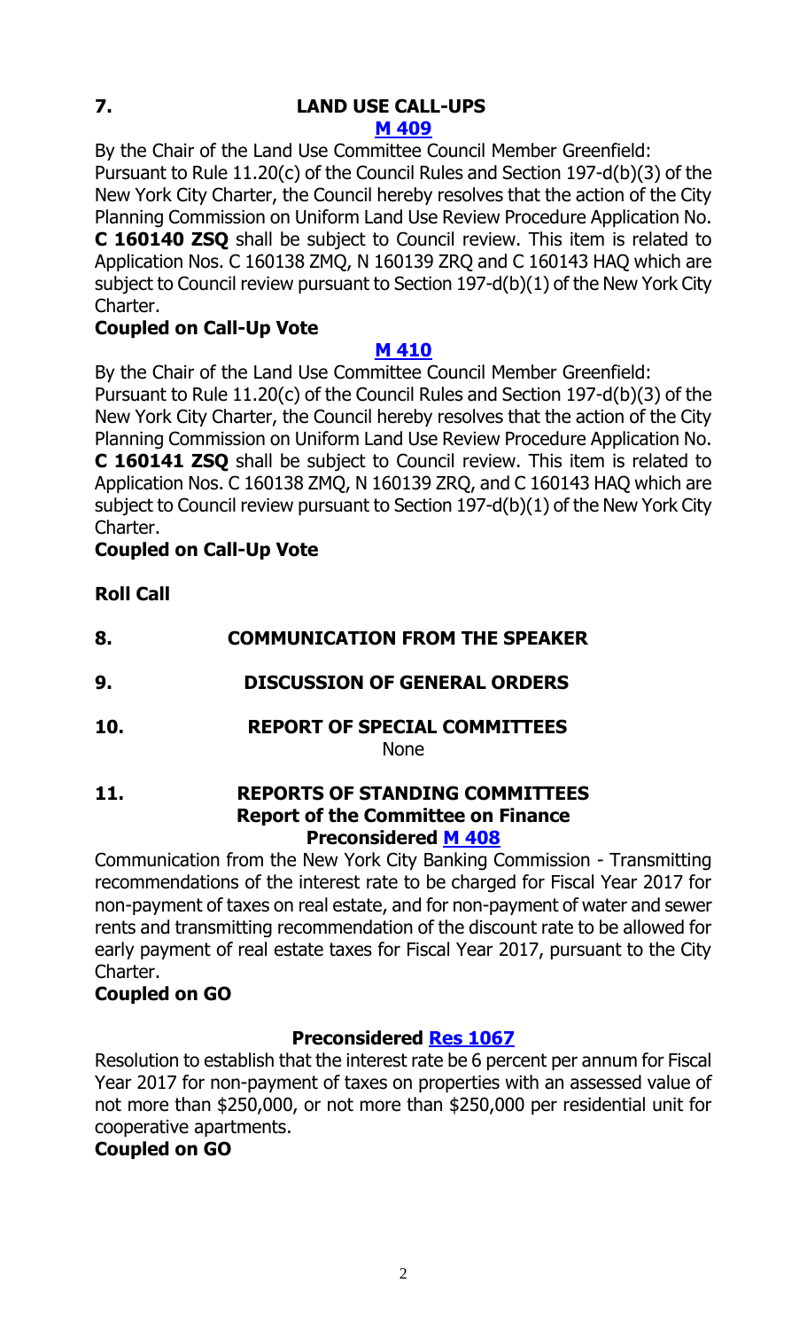## 7. LAND USE CALL-UPS

**M 409**

By the Chair of the Land Use Committee Council Member Greenfield:
Pursuant to Rule 11.20(c) of the Council Rules and Section 197-d(b)(3) of the New York City Charter, the Council hereby resolves that the action of the City Planning Commission on Uniform Land Use Review Procedure Application No. **C 160140 ZSQ** shall be subject to Council review. This item is related to Application Nos. C 160138 ZMQ, N 160139 ZRQ and C 160143 HAQ which are subject to Council review pursuant to Section 197-d(b)(1) of the New York City Charter.

**Coupled on Call-Up Vote**

**M 410**

By the Chair of the Land Use Committee Council Member Greenfield:
Pursuant to Rule 11.20(c) of the Council Rules and Section 197-d(b)(3) of the New York City Charter, the Council hereby resolves that the action of the City Planning Commission on Uniform Land Use Review Procedure Application No. **C 160141 ZSQ** shall be subject to Council review. This item is related to Application Nos. C 160138 ZMQ, N 160139 ZRQ, and C 160143 HAQ which are subject to Council review pursuant to Section 197-d(b)(1) of the New York City Charter.

**Coupled on Call-Up Vote**

**Roll Call**

## 8. COMMUNICATION FROM THE SPEAKER

## 9. DISCUSSION OF GENERAL ORDERS

## 10. REPORT OF SPECIAL COMMITTEES

None

## 11. REPORTS OF STANDING COMMITTEES

### Report of the Committee on Finance

**Preconsidered M 408**

Communication from the New York City Banking Commission - Transmitting recommendations of the interest rate to be charged for Fiscal Year 2017 for non-payment of taxes on real estate, and for non-payment of water and sewer rents and transmitting recommendation of the discount rate to be allowed for early payment of real estate taxes for Fiscal Year 2017, pursuant to the City Charter.

**Coupled on GO**

**Preconsidered Res 1067**

Resolution to establish that the interest rate be 6 percent per annum for Fiscal Year 2017 for non-payment of taxes on properties with an assessed value of not more than $250,000, or not more than $250,000 per residential unit for cooperative apartments.

**Coupled on GO**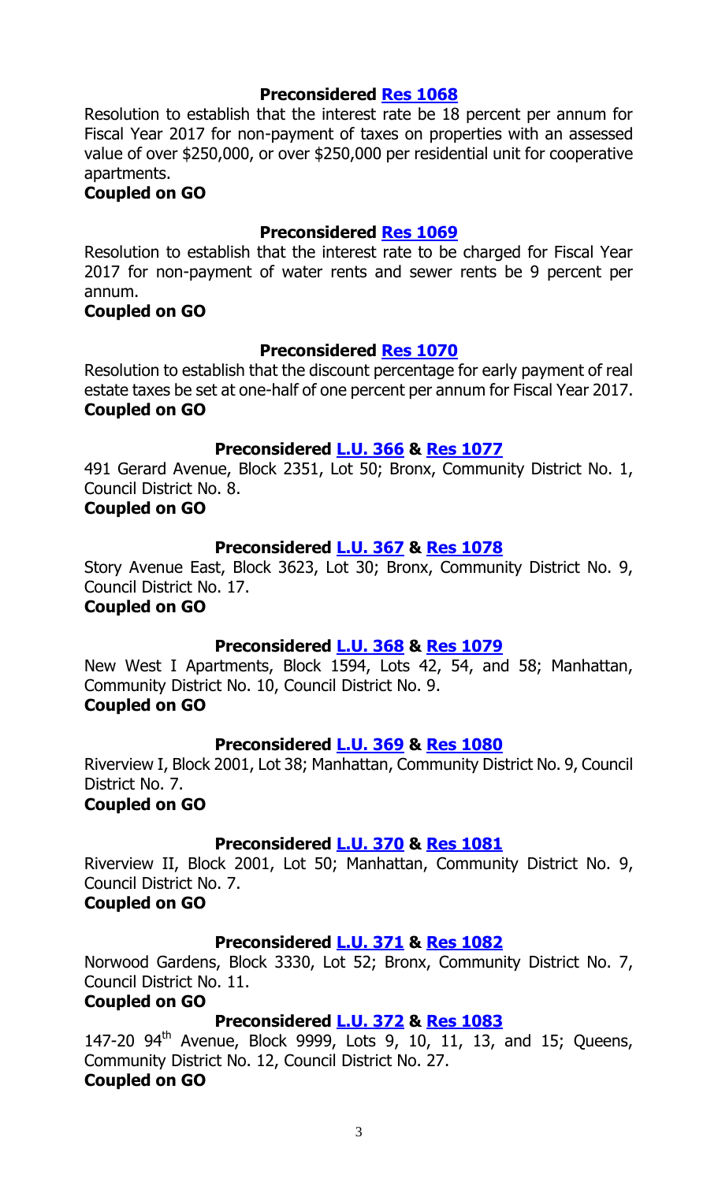### Preconsidered [Res 1068]

Resolution to establish that the interest rate be 18 percent per annum for Fiscal Year 2017 for non-payment of taxes on properties with an assessed value of over $250,000, or over $250,000 per residential unit for cooperative apartments.

**Coupled on GO**

### Preconsidered [Res 1069]

Resolution to establish that the interest rate to be charged for Fiscal Year 2017 for non-payment of water rents and sewer rents be 9 percent per annum.

**Coupled on GO**

### Preconsidered [Res 1070]

Resolution to establish that the discount percentage for early payment of real estate taxes be set at one-half of one percent per annum for Fiscal Year 2017.

**Coupled on GO**

### Preconsidered [L.U. 366] & [Res 1077]

491 Gerard Avenue, Block 2351, Lot 50; Bronx, Community District No. 1, Council District No. 8.

**Coupled on GO**

### Preconsidered [L.U. 367] & [Res 1078]

Story Avenue East, Block 3623, Lot 30; Bronx, Community District No. 9, Council District No. 17.

**Coupled on GO**

### Preconsidered [L.U. 368] & [Res 1079]

New West I Apartments, Block 1594, Lots 42, 54, and 58; Manhattan, Community District No. 10, Council District No. 9.

**Coupled on GO**

### Preconsidered [L.U. 369] & [Res 1080]

Riverview I, Block 2001, Lot 38; Manhattan, Community District No. 9, Council District No. 7.

**Coupled on GO**

### Preconsidered [L.U. 370] & [Res 1081]

Riverview II, Block 2001, Lot 50; Manhattan, Community District No. 9, Council District No. 7.

**Coupled on GO**

### Preconsidered [L.U. 371] & [Res 1082]

Norwood Gardens, Block 3330, Lot 52; Bronx, Community District No. 7, Council District No. 11.

**Coupled on GO**

### Preconsidered [L.U. 372] & [Res 1083]

147-20 94th Avenue, Block 9999, Lots 9, 10, 11, 13, and 15; Queens, Community District No. 12, Council District No. 27.

**Coupled on GO**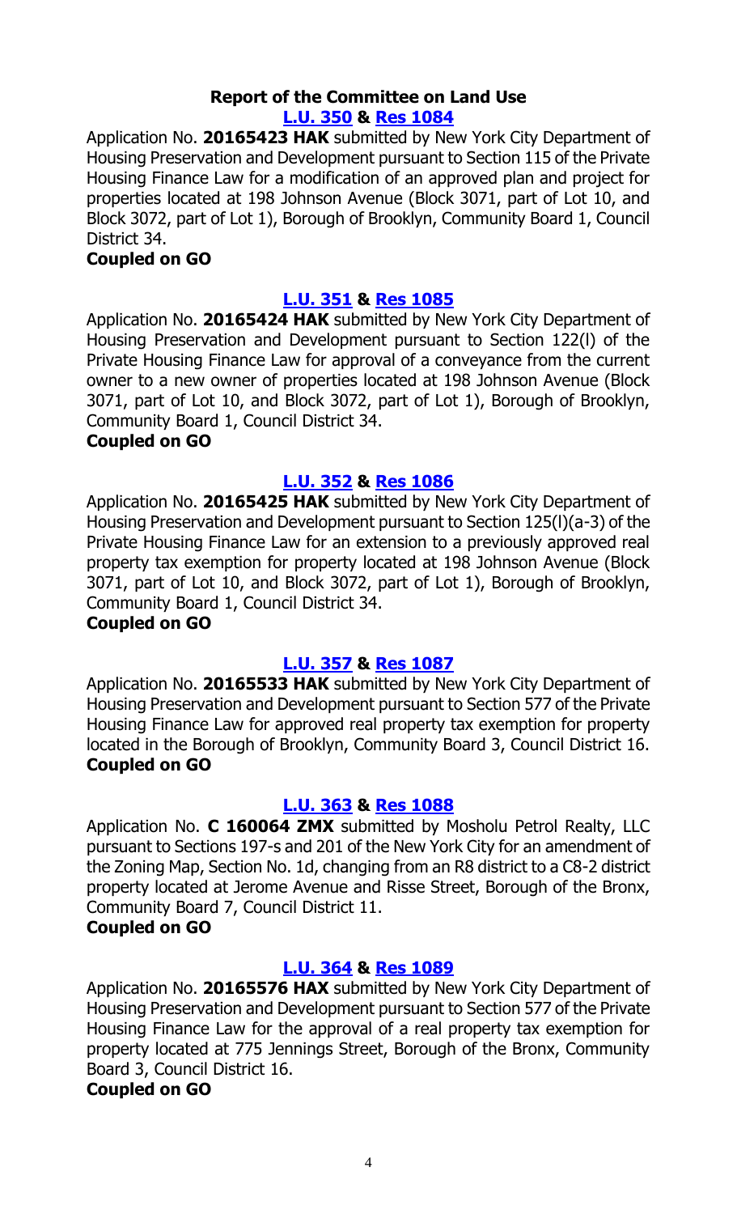## Report of the Committee on Land Use

### [L.U. 350](#) & [Res 1084](#)

Application No. **20165423 HAK** submitted by New York City Department of Housing Preservation and Development pursuant to Section 115 of the Private Housing Finance Law for a modification of an approved plan and project for properties located at 198 Johnson Avenue (Block 3071, part of Lot 10, and Block 3072, part of Lot 1), Borough of Brooklyn, Community Board 1, Council District 34.

**Coupled on GO**

### [L.U. 351](#) & [Res 1085](#)

Application No. **20165424 HAK** submitted by New York City Department of Housing Preservation and Development pursuant to Section 122(l) of the Private Housing Finance Law for approval of a conveyance from the current owner to a new owner of properties located at 198 Johnson Avenue (Block 3071, part of Lot 10, and Block 3072, part of Lot 1), Borough of Brooklyn, Community Board 1, Council District 34.

**Coupled on GO**

### [L.U. 352](#) & [Res 1086](#)

Application No. **20165425 HAK** submitted by New York City Department of Housing Preservation and Development pursuant to Section 125(l)(a-3) of the Private Housing Finance Law for an extension to a previously approved real property tax exemption for property located at 198 Johnson Avenue (Block 3071, part of Lot 10, and Block 3072, part of Lot 1), Borough of Brooklyn, Community Board 1, Council District 34.

**Coupled on GO**

### [L.U. 357](#) & [Res 1087](#)

Application No. **20165533 HAK** submitted by New York City Department of Housing Preservation and Development pursuant to Section 577 of the Private Housing Finance Law for approved real property tax exemption for property located in the Borough of Brooklyn, Community Board 3, Council District 16.

**Coupled on GO**

### [L.U. 363](#) & [Res 1088](#)

Application No. **C 160064 ZMX** submitted by Mosholu Petrol Realty, LLC pursuant to Sections 197-s and 201 of the New York City for an amendment of the Zoning Map, Section No. 1d, changing from an R8 district to a C8-2 district property located at Jerome Avenue and Risse Street, Borough of the Bronx, Community Board 7, Council District 11.

**Coupled on GO**

### [L.U. 364](#) & [Res 1089](#)

Application No. **20165576 HAX** submitted by New York City Department of Housing Preservation and Development pursuant to Section 577 of the Private Housing Finance Law for the approval of a real property tax exemption for property located at 775 Jennings Street, Borough of the Bronx, Community Board 3, Council District 16.

**Coupled on GO**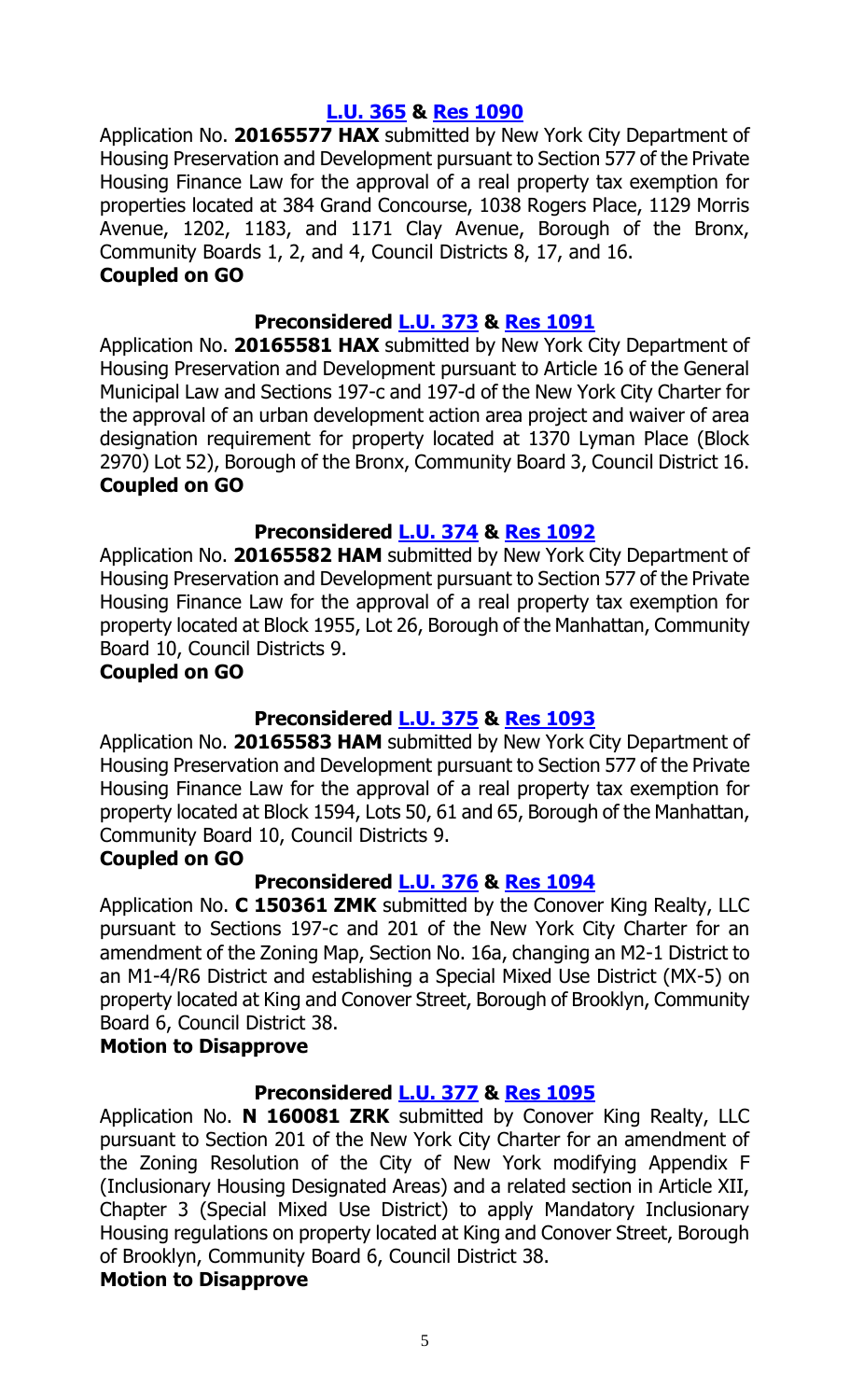**L.U. 365 & Res 1090**

Application No. **20165577 HAX** submitted by New York City Department of Housing Preservation and Development pursuant to Section 577 of the Private Housing Finance Law for the approval of a real property tax exemption for properties located at 384 Grand Concourse, 1038 Rogers Place, 1129 Morris Avenue, 1202, 1183, and 1171 Clay Avenue, Borough of the Bronx, Community Boards 1, 2, and 4, Council Districts 8, 17, and 16.

**Coupled on GO**

**Preconsidered L.U. 373 & Res 1091**

Application No. **20165581 HAX** submitted by New York City Department of Housing Preservation and Development pursuant to Article 16 of the General Municipal Law and Sections 197-c and 197-d of the New York City Charter for the approval of an urban development action area project and waiver of area designation requirement for property located at 1370 Lyman Place (Block 2970) Lot 52), Borough of the Bronx, Community Board 3, Council District 16.

**Coupled on GO**

**Preconsidered L.U. 374 & Res 1092**

Application No. **20165582 HAM** submitted by New York City Department of Housing Preservation and Development pursuant to Section 577 of the Private Housing Finance Law for the approval of a real property tax exemption for property located at Block 1955, Lot 26, Borough of the Manhattan, Community Board 10, Council Districts 9.

**Coupled on GO**

**Preconsidered L.U. 375 & Res 1093**

Application No. **20165583 HAM** submitted by New York City Department of Housing Preservation and Development pursuant to Section 577 of the Private Housing Finance Law for the approval of a real property tax exemption for property located at Block 1594, Lots 50, 61 and 65, Borough of the Manhattan, Community Board 10, Council Districts 9.

**Coupled on GO**

**Preconsidered L.U. 376 & Res 1094**

Application No. **C 150361 ZMK** submitted by the Conover King Realty, LLC pursuant to Sections 197-c and 201 of the New York City Charter for an amendment of the Zoning Map, Section No. 16a, changing an M2-1 District to an M1-4/R6 District and establishing a Special Mixed Use District (MX-5) on property located at King and Conover Street, Borough of Brooklyn, Community Board 6, Council District 38.

**Motion to Disapprove**

**Preconsidered L.U. 377 & Res 1095**

Application No. **N 160081 ZRK** submitted by Conover King Realty, LLC pursuant to Section 201 of the New York City Charter for an amendment of the Zoning Resolution of the City of New York modifying Appendix F (Inclusionary Housing Designated Areas) and a related section in Article XII, Chapter 3 (Special Mixed Use District) to apply Mandatory Inclusionary Housing regulations on property located at King and Conover Street, Borough of Brooklyn, Community Board 6, Council District 38.

**Motion to Disapprove**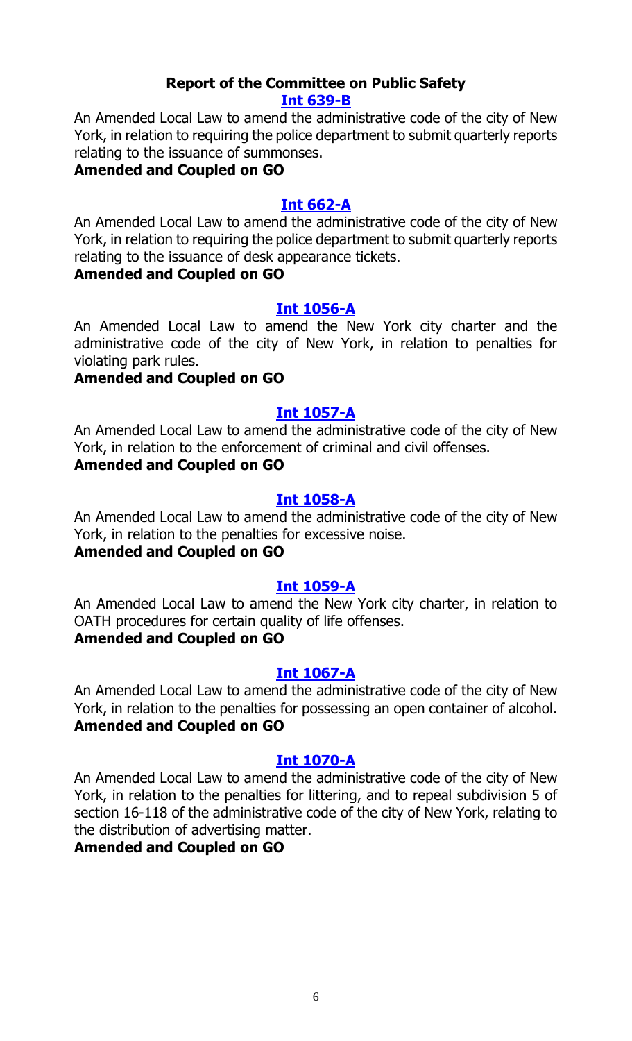## Report of the Committee on Public Safety

**Int 639-B**

An Amended Local Law to amend the administrative code of the city of New York, in relation to requiring the police department to submit quarterly reports relating to the issuance of summonses.

**Amended and Coupled on GO**

**Int 662-A**

An Amended Local Law to amend the administrative code of the city of New York, in relation to requiring the police department to submit quarterly reports relating to the issuance of desk appearance tickets.

**Amended and Coupled on GO**

**Int 1056-A**

An Amended Local Law to amend the New York city charter and the administrative code of the city of New York, in relation to penalties for violating park rules.

**Amended and Coupled on GO**

**Int 1057-A**

An Amended Local Law to amend the administrative code of the city of New York, in relation to the enforcement of criminal and civil offenses.

**Amended and Coupled on GO**

**Int 1058-A**

An Amended Local Law to amend the administrative code of the city of New York, in relation to the penalties for excessive noise.

**Amended and Coupled on GO**

**Int 1059-A**

An Amended Local Law to amend the New York city charter, in relation to OATH procedures for certain quality of life offenses.

**Amended and Coupled on GO**

**Int 1067-A**

An Amended Local Law to amend the administrative code of the city of New York, in relation to the penalties for possessing an open container of alcohol.

**Amended and Coupled on GO**

**Int 1070-A**

An Amended Local Law to amend the administrative code of the city of New York, in relation to the penalties for littering, and to repeal subdivision 5 of section 16-118 of the administrative code of the city of New York, relating to the distribution of advertising matter.

**Amended and Coupled on GO**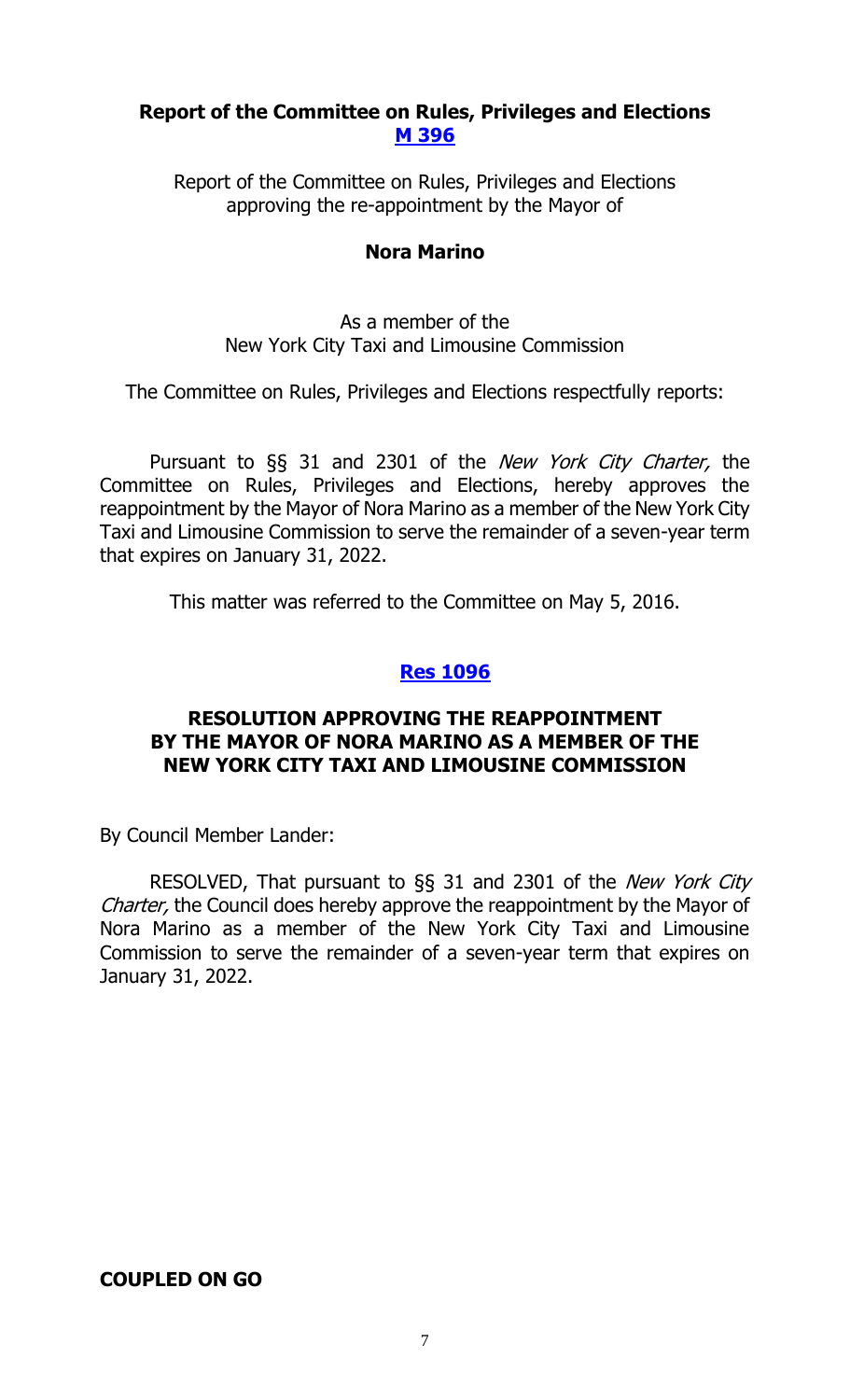## Report of the Committee on Rules, Privileges and Elections

**M 396**

Report of the Committee on Rules, Privileges and Elections approving the re-appointment by the Mayor of

**Nora Marino**

As a member of the New York City Taxi and Limousine Commission

The Committee on Rules, Privileges and Elections respectfully reports:

Pursuant to §§ 31 and 2301 of the *New York City Charter,* the Committee on Rules, Privileges and Elections, hereby approves the reappointment by the Mayor of Nora Marino as a member of the New York City Taxi and Limousine Commission to serve the remainder of a seven-year term that expires on January 31, 2022.

This matter was referred to the Committee on May 5, 2016.

**Res 1096**

### RESOLUTION APPROVING THE REAPPOINTMENT BY THE MAYOR OF NORA MARINO AS A MEMBER OF THE NEW YORK CITY TAXI AND LIMOUSINE COMMISSION

By Council Member Lander:

RESOLVED, That pursuant to §§ 31 and 2301 of the *New York City Charter,* the Council does hereby approve the reappointment by the Mayor of Nora Marino as a member of the New York City Taxi and Limousine Commission to serve the remainder of a seven-year term that expires on January 31, 2022.

**COUPLED ON GO**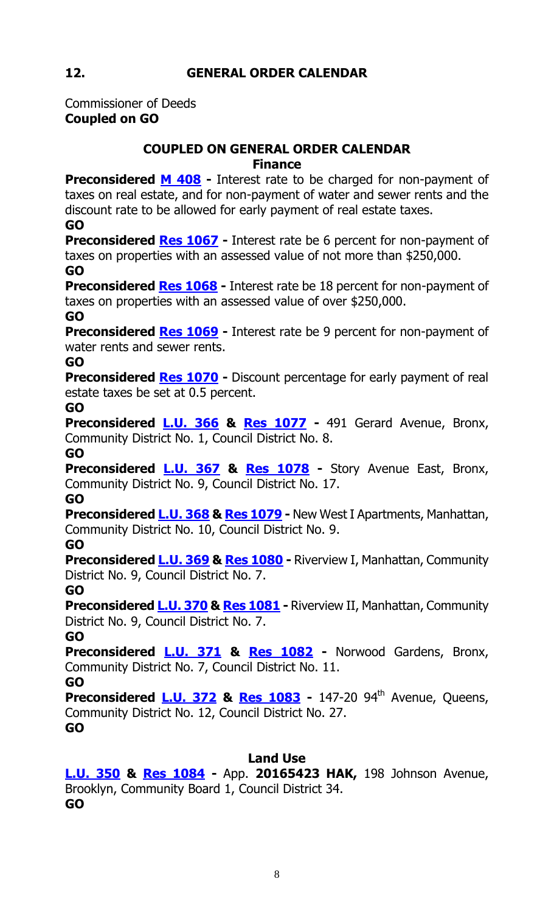## 12. GENERAL ORDER CALENDAR

Commissioner of Deeds
**Coupled on GO**

### COUPLED ON GENERAL ORDER CALENDAR

**Finance**

**Preconsidered M 408 -** Interest rate to be charged for non-payment of taxes on real estate, and for non-payment of water and sewer rents and the discount rate to be allowed for early payment of real estate taxes.
**GO**

**Preconsidered Res 1067 -** Interest rate be 6 percent for non-payment of taxes on properties with an assessed value of not more than $250,000.
**GO**

**Preconsidered Res 1068 -** Interest rate be 18 percent for non-payment of taxes on properties with an assessed value of over $250,000.
**GO**

**Preconsidered Res 1069 -** Interest rate be 9 percent for non-payment of water rents and sewer rents.
**GO**

**Preconsidered Res 1070 -** Discount percentage for early payment of real estate taxes be set at 0.5 percent.
**GO**

**Preconsidered L.U. 366 & Res 1077 -** 491 Gerard Avenue, Bronx, Community District No. 1, Council District No. 8.
**GO**

**Preconsidered L.U. 367 & Res 1078 -** Story Avenue East, Bronx, Community District No. 9, Council District No. 17.
**GO**

**Preconsidered L.U. 368 & Res 1079 -** New West I Apartments, Manhattan, Community District No. 10, Council District No. 9.
**GO**

**Preconsidered L.U. 369 & Res 1080 -** Riverview I, Manhattan, Community District No. 9, Council District No. 7.
**GO**

**Preconsidered L.U. 370 & Res 1081 -** Riverview II, Manhattan, Community District No. 9, Council District No. 7.
**GO**

**Preconsidered L.U. 371 & Res 1082 -** Norwood Gardens, Bronx, Community District No. 7, Council District No. 11.
**GO**

**Preconsidered L.U. 372 & Res 1083 -** 147-20 94th Avenue, Queens, Community District No. 12, Council District No. 27.
**GO**

**Land Use**

**L.U. 350 & Res 1084 -** App. **20165423 HAK,** 198 Johnson Avenue, Brooklyn, Community Board 1, Council District 34.
**GO**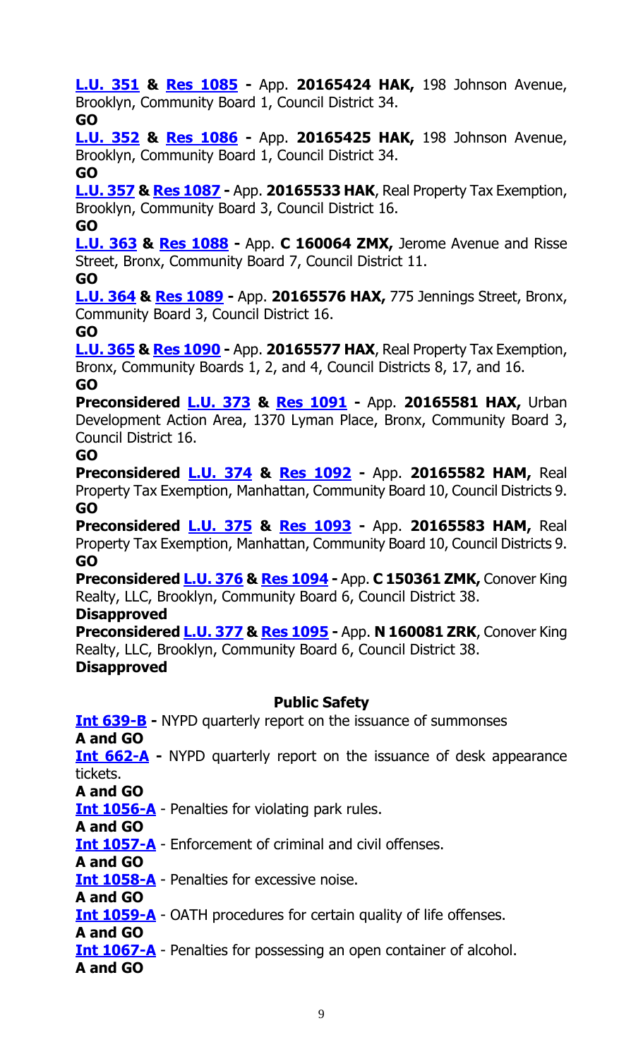**L.U. 351 & Res 1085 -** App. **20165424 HAK,** 198 Johnson Avenue, Brooklyn, Community Board 1, Council District 34.
**GO**

**L.U. 352 & Res 1086 -** App. **20165425 HAK,** 198 Johnson Avenue, Brooklyn, Community Board 1, Council District 34.
**GO**

**L.U. 357 & Res 1087 -** App. **20165533 HAK**, Real Property Tax Exemption, Brooklyn, Community Board 3, Council District 16.
**GO**

**L.U. 363 & Res 1088 -** App. **C 160064 ZMX,** Jerome Avenue and Risse Street, Bronx, Community Board 7, Council District 11.
**GO**

**L.U. 364 & Res 1089 -** App. **20165576 HAX,** 775 Jennings Street, Bronx, Community Board 3, Council District 16.
**GO**

**L.U. 365 & Res 1090 -** App. **20165577 HAX**, Real Property Tax Exemption, Bronx, Community Boards 1, 2, and 4, Council Districts 8, 17, and 16.
**GO**

**Preconsidered L.U. 373 & Res 1091 -** App. **20165581 HAX,** Urban Development Action Area, 1370 Lyman Place, Bronx, Community Board 3, Council District 16.
**GO**

**Preconsidered L.U. 374 & Res 1092 -** App. **20165582 HAM,** Real Property Tax Exemption, Manhattan, Community Board 10, Council Districts 9.
**GO**

**Preconsidered L.U. 375 & Res 1093 -** App. **20165583 HAM,** Real Property Tax Exemption, Manhattan, Community Board 10, Council Districts 9.
**GO**

**Preconsidered L.U. 376 & Res 1094 -** App. **C 150361 ZMK,** Conover King Realty, LLC, Brooklyn, Community Board 6, Council District 38.
**Disapproved**

**Preconsidered L.U. 377 & Res 1095 -** App. **N 160081 ZRK**, Conover King Realty, LLC, Brooklyn, Community Board 6, Council District 38.
**Disapproved**

## Public Safety

**Int 639-B -** NYPD quarterly report on the issuance of summonses
**A and GO**

**Int 662-A -** NYPD quarterly report on the issuance of desk appearance tickets.
**A and GO**

**Int 1056-A** - Penalties for violating park rules.
**A and GO**

**Int 1057-A** - Enforcement of criminal and civil offenses.
**A and GO**

**Int 1058-A** - Penalties for excessive noise.
**A and GO**

**Int 1059-A** - OATH procedures for certain quality of life offenses.
**A and GO**

**Int 1067-A** - Penalties for possessing an open container of alcohol.
**A and GO**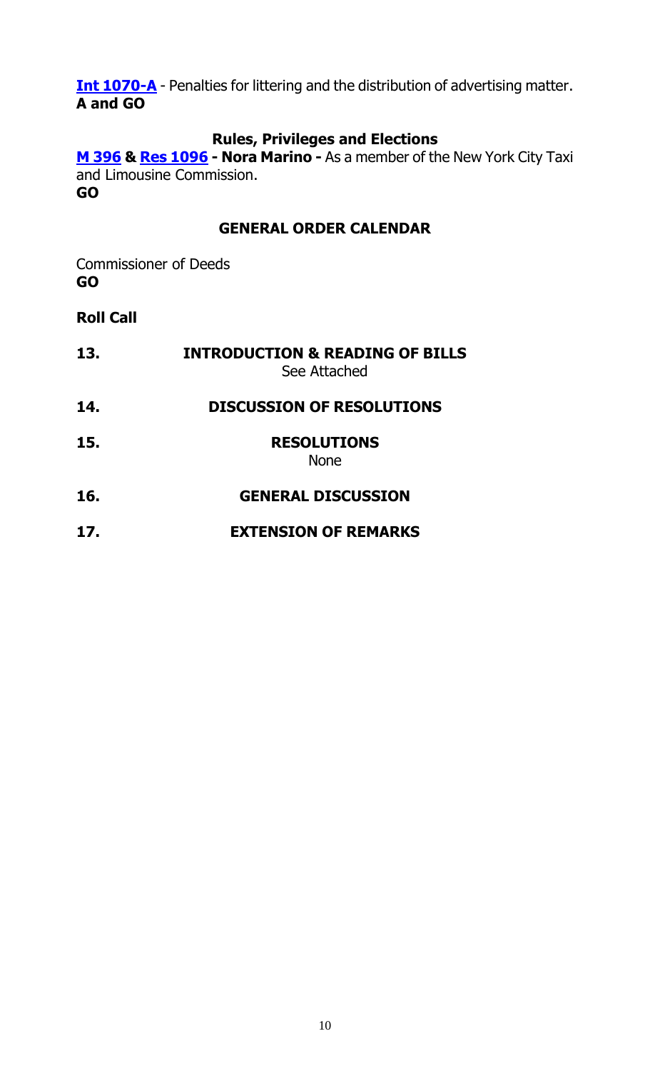**Int 1070-A** - Penalties for littering and the distribution of advertising matter.
**A and GO**

### Rules, Privileges and Elections

**M 396** & **Res 1096** **- Nora Marino -** As a member of the New York City Taxi and Limousine Commission.
**GO**

### GENERAL ORDER CALENDAR

Commissioner of Deeds
**GO**

**Roll Call**

**13. INTRODUCTION & READING OF BILLS**
See Attached

**14. DISCUSSION OF RESOLUTIONS**

**15. RESOLUTIONS**
None

**16. GENERAL DISCUSSION**

**17. EXTENSION OF REMARKS**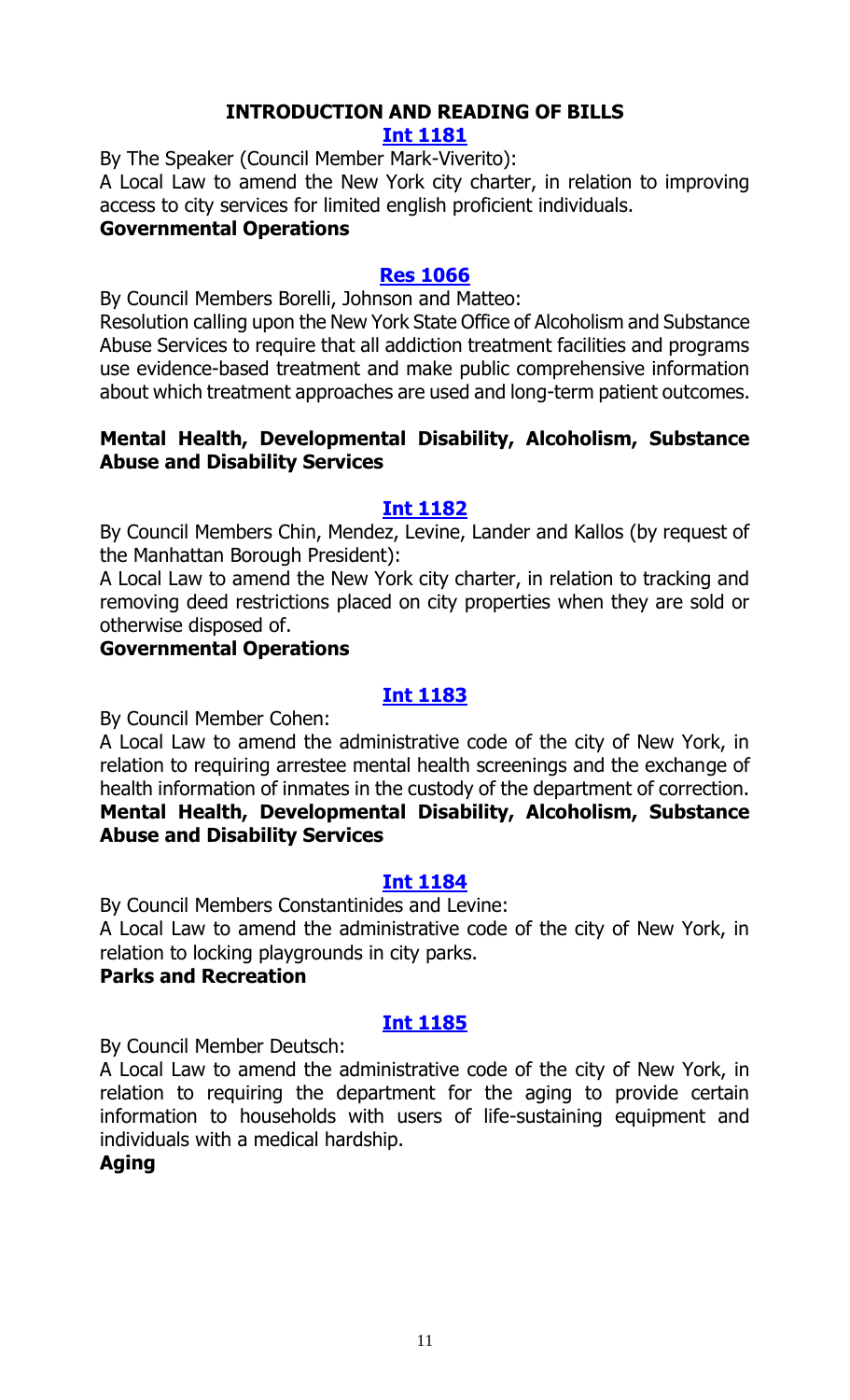## INTRODUCTION AND READING OF BILLS

**Int 1181**

By The Speaker (Council Member Mark-Viverito):

A Local Law to amend the New York city charter, in relation to improving access to city services for limited english proficient individuals.

**Governmental Operations**

**Res 1066**

By Council Members Borelli, Johnson and Matteo:

Resolution calling upon the New York State Office of Alcoholism and Substance Abuse Services to require that all addiction treatment facilities and programs use evidence-based treatment and make public comprehensive information about which treatment approaches are used and long-term patient outcomes.

**Mental Health, Developmental Disability, Alcoholism, Substance Abuse and Disability Services**

**Int 1182**

By Council Members Chin, Mendez, Levine, Lander and Kallos (by request of the Manhattan Borough President):

A Local Law to amend the New York city charter, in relation to tracking and removing deed restrictions placed on city properties when they are sold or otherwise disposed of.

**Governmental Operations**

**Int 1183**

By Council Member Cohen:

A Local Law to amend the administrative code of the city of New York, in relation to requiring arrestee mental health screenings and the exchange of health information of inmates in the custody of the department of correction.

**Mental Health, Developmental Disability, Alcoholism, Substance Abuse and Disability Services**

**Int 1184**

By Council Members Constantinides and Levine:

A Local Law to amend the administrative code of the city of New York, in relation to locking playgrounds in city parks.

**Parks and Recreation**

**Int 1185**

By Council Member Deutsch:

A Local Law to amend the administrative code of the city of New York, in relation to requiring the department for the aging to provide certain information to households with users of life-sustaining equipment and individuals with a medical hardship.

**Aging**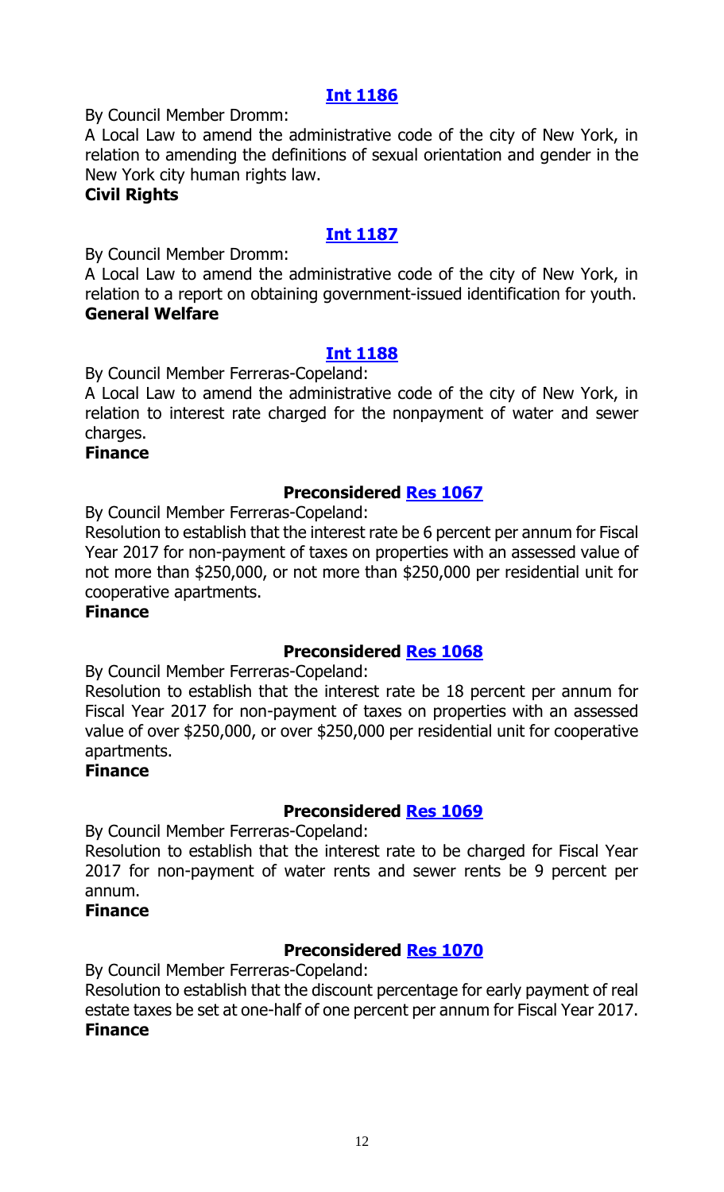### [Int 1186](#)

By Council Member Dromm:

A Local Law to amend the administrative code of the city of New York, in relation to amending the definitions of sexual orientation and gender in the New York city human rights law.

**Civil Rights**

### [Int 1187](#)

By Council Member Dromm:

A Local Law to amend the administrative code of the city of New York, in relation to a report on obtaining government-issued identification for youth.

**General Welfare**

### [Int 1188](#)

By Council Member Ferreras-Copeland:

A Local Law to amend the administrative code of the city of New York, in relation to interest rate charged for the nonpayment of water and sewer charges.

**Finance**

### Preconsidered [Res 1067](#)

By Council Member Ferreras-Copeland:

Resolution to establish that the interest rate be 6 percent per annum for Fiscal Year 2017 for non-payment of taxes on properties with an assessed value of not more than $250,000, or not more than $250,000 per residential unit for cooperative apartments.

**Finance**

### Preconsidered [Res 1068](#)

By Council Member Ferreras-Copeland:

Resolution to establish that the interest rate be 18 percent per annum for Fiscal Year 2017 for non-payment of taxes on properties with an assessed value of over $250,000, or over $250,000 per residential unit for cooperative apartments.

**Finance**

### Preconsidered [Res 1069](#)

By Council Member Ferreras-Copeland:

Resolution to establish that the interest rate to be charged for Fiscal Year 2017 for non-payment of water rents and sewer rents be 9 percent per annum.

**Finance**

### Preconsidered [Res 1070](#)

By Council Member Ferreras-Copeland:

Resolution to establish that the discount percentage for early payment of real estate taxes be set at one-half of one percent per annum for Fiscal Year 2017.

**Finance**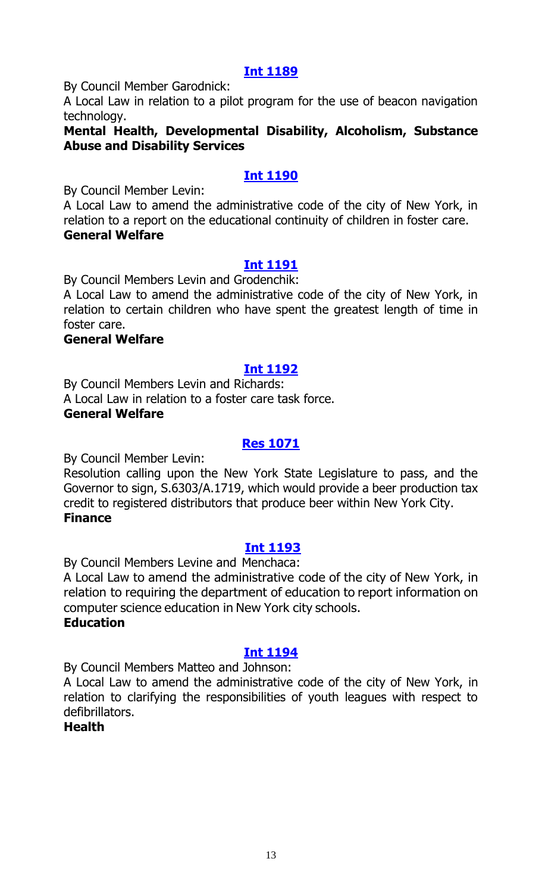**[Int 1189](#)**

By Council Member Garodnick:

A Local Law in relation to a pilot program for the use of beacon navigation technology.

**Mental Health, Developmental Disability, Alcoholism, Substance Abuse and Disability Services**

**[Int 1190](#)**

By Council Member Levin:

A Local Law to amend the administrative code of the city of New York, in relation to a report on the educational continuity of children in foster care.

**General Welfare**

**[Int 1191](#)**

By Council Members Levin and Grodenchik:

A Local Law to amend the administrative code of the city of New York, in relation to certain children who have spent the greatest length of time in foster care.

**General Welfare**

**[Int 1192](#)**

By Council Members Levin and Richards:

A Local Law in relation to a foster care task force.

**General Welfare**

**[Res 1071](#)**

By Council Member Levin:

Resolution calling upon the New York State Legislature to pass, and the Governor to sign, S.6303/A.1719, which would provide a beer production tax credit to registered distributors that produce beer within New York City.

**Finance**

**[Int 1193](#)**

By Council Members Levine and Menchaca:

A Local Law to amend the administrative code of the city of New York, in relation to requiring the department of education to report information on computer science education in New York city schools.

**Education**

**[Int 1194](#)**

By Council Members Matteo and Johnson:

A Local Law to amend the administrative code of the city of New York, in relation to clarifying the responsibilities of youth leagues with respect to defibrillators.

**Health**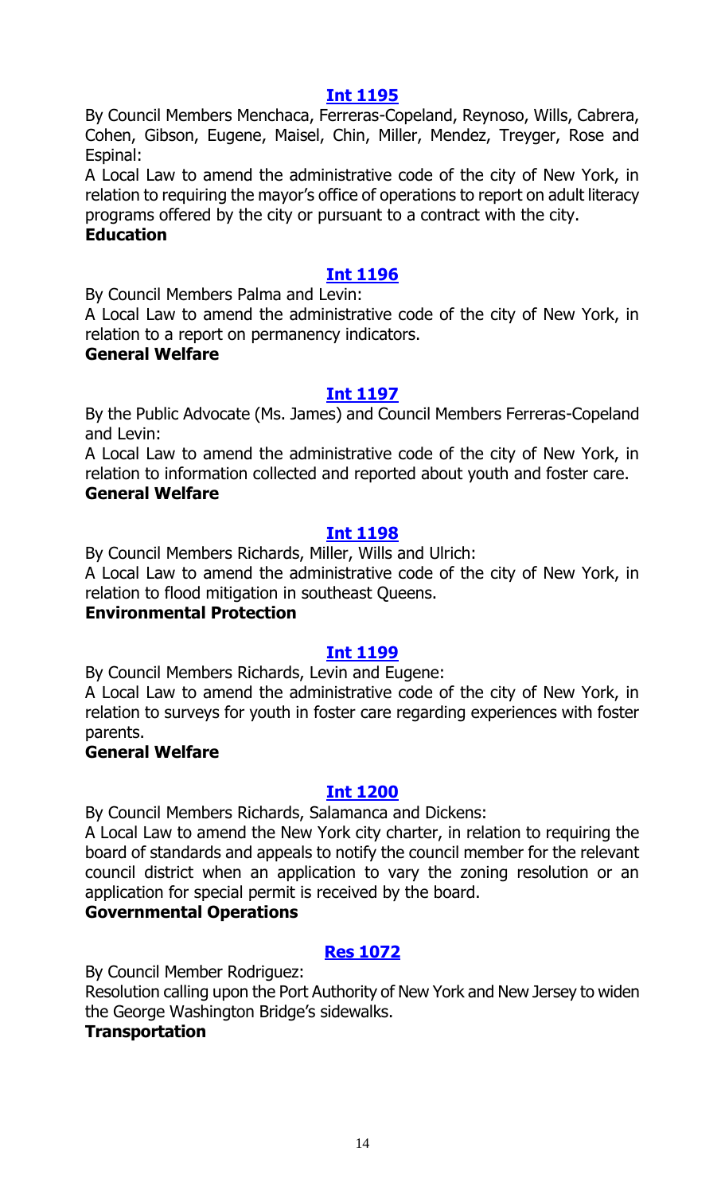### Int 1195

By Council Members Menchaca, Ferreras-Copeland, Reynoso, Wills, Cabrera, Cohen, Gibson, Eugene, Maisel, Chin, Miller, Mendez, Treyger, Rose and Espinal:

A Local Law to amend the administrative code of the city of New York, in relation to requiring the mayor's office of operations to report on adult literacy programs offered by the city or pursuant to a contract with the city.

**Education**

### Int 1196

By Council Members Palma and Levin:

A Local Law to amend the administrative code of the city of New York, in relation to a report on permanency indicators.

**General Welfare**

### Int 1197

By the Public Advocate (Ms. James) and Council Members Ferreras-Copeland and Levin:

A Local Law to amend the administrative code of the city of New York, in relation to information collected and reported about youth and foster care.

**General Welfare**

### Int 1198

By Council Members Richards, Miller, Wills and Ulrich:

A Local Law to amend the administrative code of the city of New York, in relation to flood mitigation in southeast Queens.

**Environmental Protection**

### Int 1199

By Council Members Richards, Levin and Eugene:

A Local Law to amend the administrative code of the city of New York, in relation to surveys for youth in foster care regarding experiences with foster parents.

**General Welfare**

### Int 1200

By Council Members Richards, Salamanca and Dickens:

A Local Law to amend the New York city charter, in relation to requiring the board of standards and appeals to notify the council member for the relevant council district when an application to vary the zoning resolution or an application for special permit is received by the board.

**Governmental Operations**

### Res 1072

By Council Member Rodriguez:

Resolution calling upon the Port Authority of New York and New Jersey to widen the George Washington Bridge's sidewalks.

**Transportation**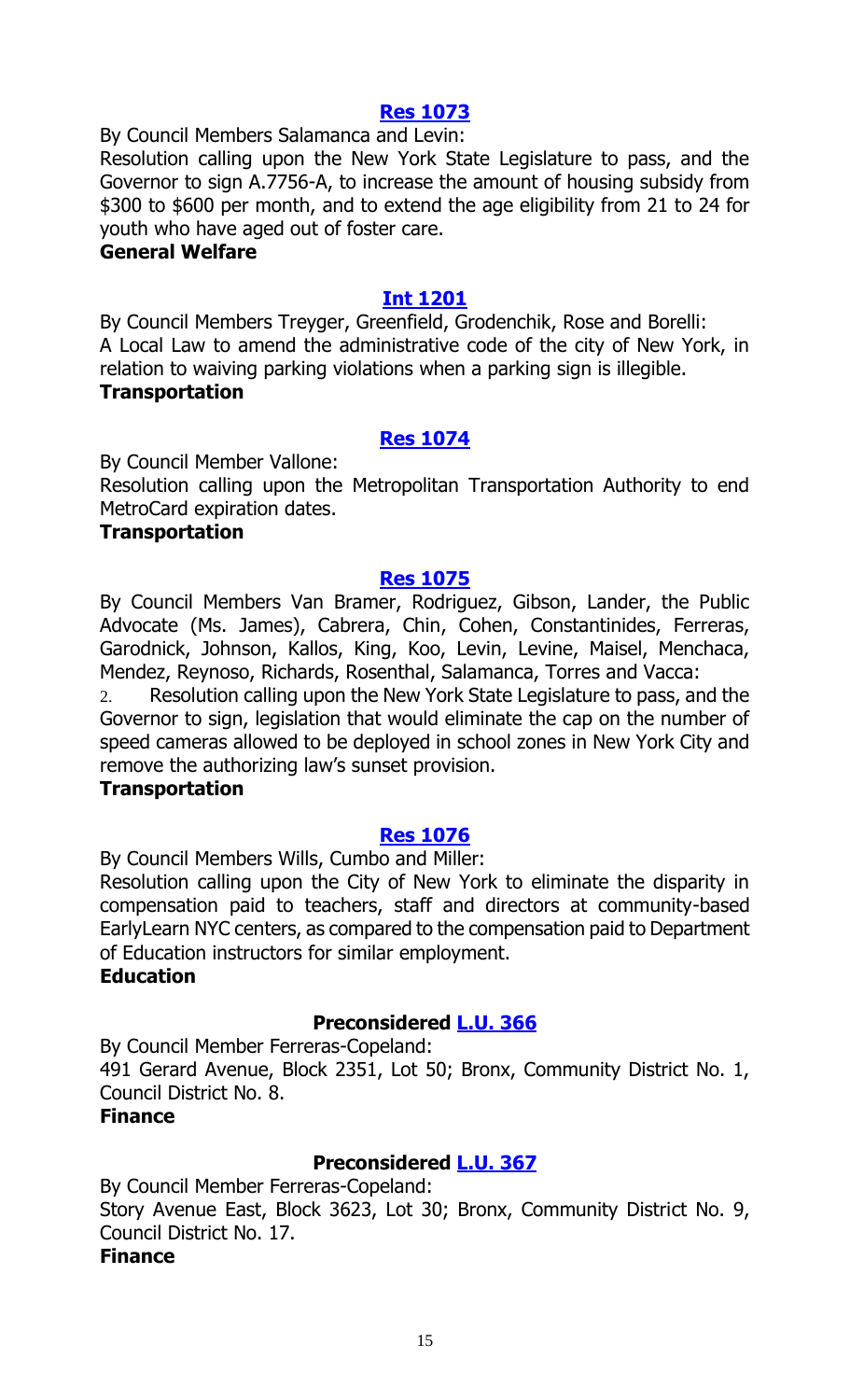### [Res 1073]

By Council Members Salamanca and Levin:

Resolution calling upon the New York State Legislature to pass, and the Governor to sign A.7756-A, to increase the amount of housing subsidy from $300 to $600 per month, and to extend the age eligibility from 21 to 24 for youth who have aged out of foster care.

**General Welfare**

### [Int 1201]

By Council Members Treyger, Greenfield, Grodenchik, Rose and Borelli:

A Local Law to amend the administrative code of the city of New York, in relation to waiving parking violations when a parking sign is illegible.

**Transportation**

### [Res 1074]

By Council Member Vallone:

Resolution calling upon the Metropolitan Transportation Authority to end MetroCard expiration dates.

**Transportation**

### [Res 1075]

By Council Members Van Bramer, Rodriguez, Gibson, Lander, the Public Advocate (Ms. James), Cabrera, Chin, Cohen, Constantinides, Ferreras, Garodnick, Johnson, Kallos, King, Koo, Levin, Levine, Maisel, Menchaca, Mendez, Reynoso, Richards, Rosenthal, Salamanca, Torres and Vacca:

2. Resolution calling upon the New York State Legislature to pass, and the Governor to sign, legislation that would eliminate the cap on the number of speed cameras allowed to be deployed in school zones in New York City and remove the authorizing law's sunset provision.

**Transportation**

### [Res 1076]

By Council Members Wills, Cumbo and Miller:

Resolution calling upon the City of New York to eliminate the disparity in compensation paid to teachers, staff and directors at community-based EarlyLearn NYC centers, as compared to the compensation paid to Department of Education instructors for similar employment.

**Education**

### Preconsidered [L.U. 366]

By Council Member Ferreras-Copeland:

491 Gerard Avenue, Block 2351, Lot 50; Bronx, Community District No. 1, Council District No. 8.

**Finance**

### Preconsidered [L.U. 367]

By Council Member Ferreras-Copeland:

Story Avenue East, Block 3623, Lot 30; Bronx, Community District No. 9, Council District No. 17.

**Finance**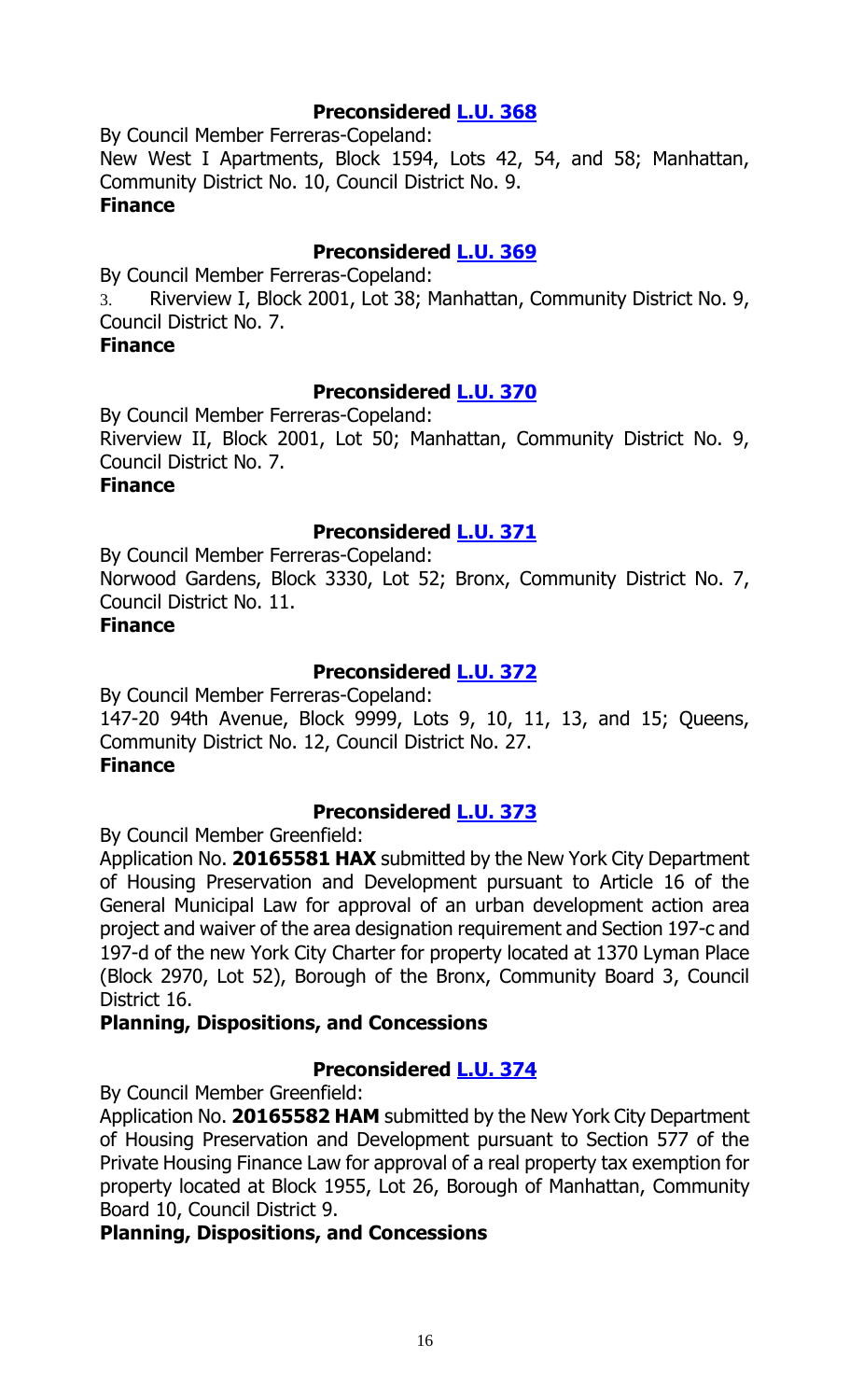**Preconsidered L.U. 368**

By Council Member Ferreras-Copeland:

New West I Apartments, Block 1594, Lots 42, 54, and 58; Manhattan, Community District No. 10, Council District No. 9.

**Finance**

**Preconsidered L.U. 369**

By Council Member Ferreras-Copeland:

3. Riverview I, Block 2001, Lot 38; Manhattan, Community District No. 9, Council District No. 7.

**Finance**

**Preconsidered L.U. 370**

By Council Member Ferreras-Copeland:

Riverview II, Block 2001, Lot 50; Manhattan, Community District No. 9, Council District No. 7.

**Finance**

**Preconsidered L.U. 371**

By Council Member Ferreras-Copeland:

Norwood Gardens, Block 3330, Lot 52; Bronx, Community District No. 7, Council District No. 11.

**Finance**

**Preconsidered L.U. 372**

By Council Member Ferreras-Copeland:

147-20 94th Avenue, Block 9999, Lots 9, 10, 11, 13, and 15; Queens, Community District No. 12, Council District No. 27.

**Finance**

**Preconsidered L.U. 373**

By Council Member Greenfield:

Application No. **20165581 HAX** submitted by the New York City Department of Housing Preservation and Development pursuant to Article 16 of the General Municipal Law for approval of an urban development action area project and waiver of the area designation requirement and Section 197-c and 197-d of the new York City Charter for property located at 1370 Lyman Place (Block 2970, Lot 52), Borough of the Bronx, Community Board 3, Council District 16.

**Planning, Dispositions, and Concessions**

**Preconsidered L.U. 374**

By Council Member Greenfield:

Application No. **20165582 HAM** submitted by the New York City Department of Housing Preservation and Development pursuant to Section 577 of the Private Housing Finance Law for approval of a real property tax exemption for property located at Block 1955, Lot 26, Borough of Manhattan, Community Board 10, Council District 9.

**Planning, Dispositions, and Concessions**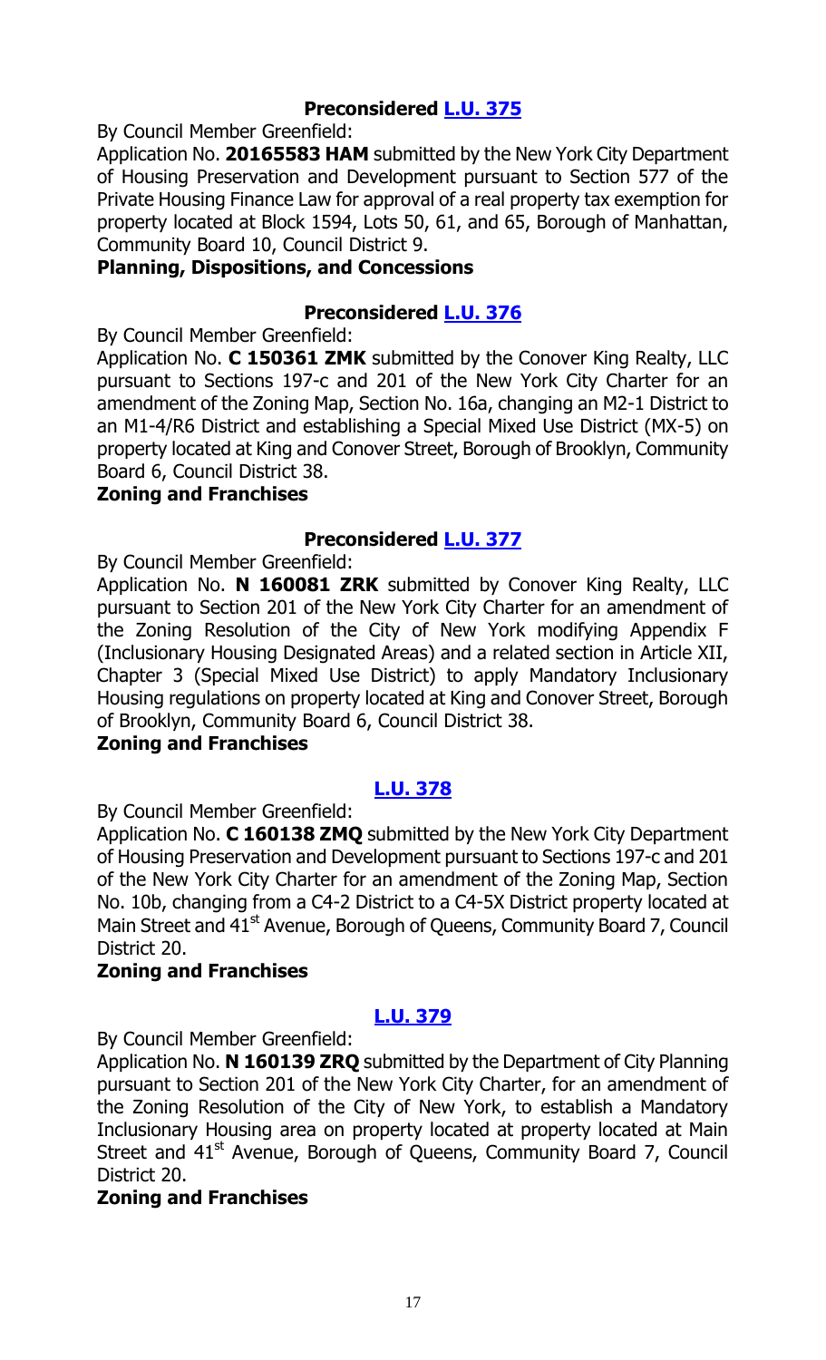**Preconsidered [L.U. 375]()**

By Council Member Greenfield:

Application No. **20165583 HAM** submitted by the New York City Department of Housing Preservation and Development pursuant to Section 577 of the Private Housing Finance Law for approval of a real property tax exemption for property located at Block 1594, Lots 50, 61, and 65, Borough of Manhattan, Community Board 10, Council District 9.

**Planning, Dispositions, and Concessions**

**Preconsidered [L.U. 376]()**

By Council Member Greenfield:

Application No. **C 150361 ZMK** submitted by the Conover King Realty, LLC pursuant to Sections 197-c and 201 of the New York City Charter for an amendment of the Zoning Map, Section No. 16a, changing an M2-1 District to an M1-4/R6 District and establishing a Special Mixed Use District (MX-5) on property located at King and Conover Street, Borough of Brooklyn, Community Board 6, Council District 38.

**Zoning and Franchises**

**Preconsidered [L.U. 377]()**

By Council Member Greenfield:

Application No. **N 160081 ZRK** submitted by Conover King Realty, LLC pursuant to Section 201 of the New York City Charter for an amendment of the Zoning Resolution of the City of New York modifying Appendix F (Inclusionary Housing Designated Areas) and a related section in Article XII, Chapter 3 (Special Mixed Use District) to apply Mandatory Inclusionary Housing regulations on property located at King and Conover Street, Borough of Brooklyn, Community Board 6, Council District 38.

**Zoning and Franchises**

**[L.U. 378]()**

By Council Member Greenfield:

Application No. **C 160138 ZMQ** submitted by the New York City Department of Housing Preservation and Development pursuant to Sections 197-c and 201 of the New York City Charter for an amendment of the Zoning Map, Section No. 10b, changing from a C4-2 District to a C4-5X District property located at Main Street and 41st Avenue, Borough of Queens, Community Board 7, Council District 20.

**Zoning and Franchises**

**[L.U. 379]()**

By Council Member Greenfield:

Application No. **N 160139 ZRQ** submitted by the Department of City Planning pursuant to Section 201 of the New York City Charter, for an amendment of the Zoning Resolution of the City of New York, to establish a Mandatory Inclusionary Housing area on property located at property located at Main Street and 41st Avenue, Borough of Queens, Community Board 7, Council District 20.

**Zoning and Franchises**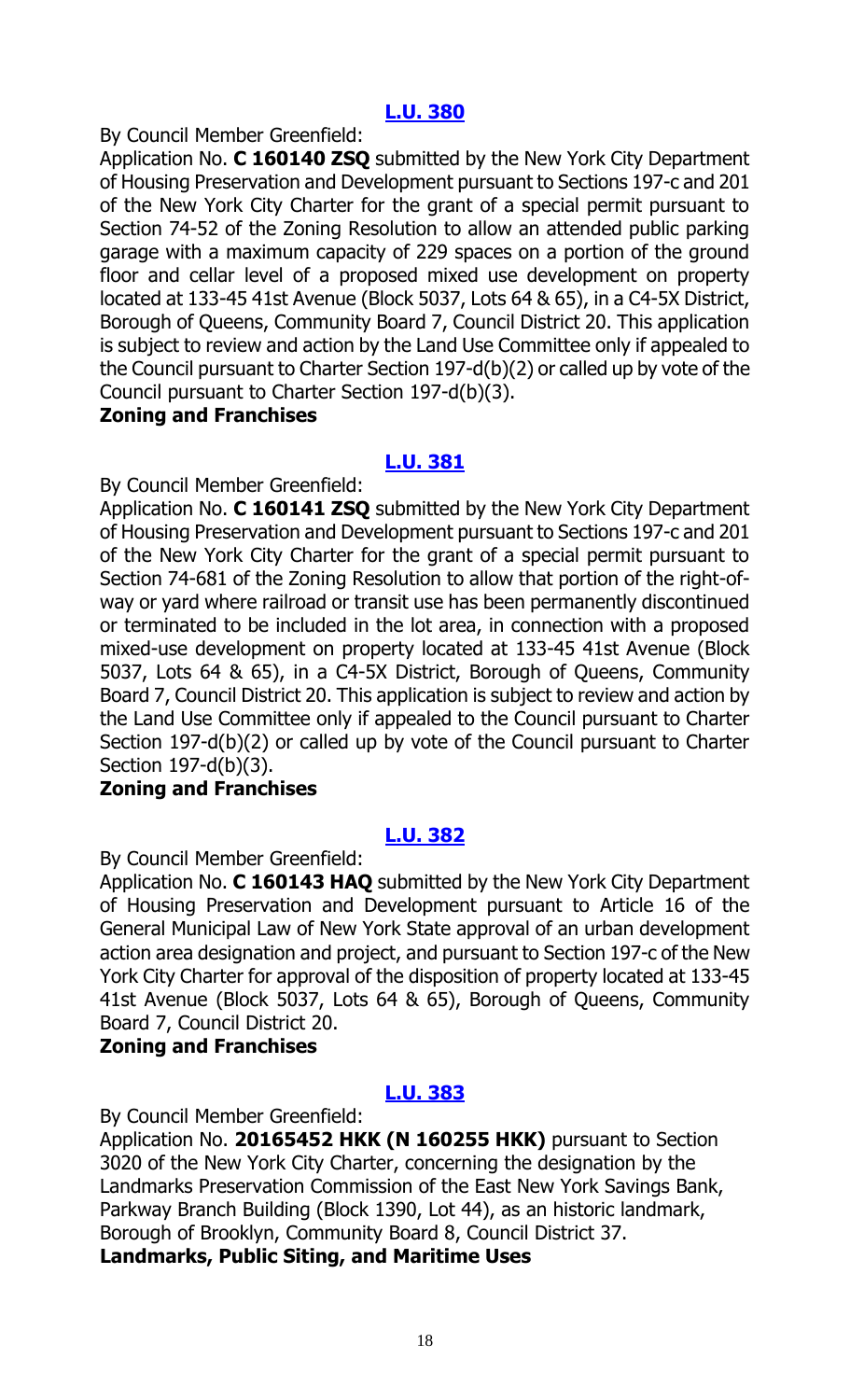**[L.U. 380](#)**

By Council Member Greenfield:

Application No. **C 160140 ZSQ** submitted by the New York City Department of Housing Preservation and Development pursuant to Sections 197-c and 201 of the New York City Charter for the grant of a special permit pursuant to Section 74-52 of the Zoning Resolution to allow an attended public parking garage with a maximum capacity of 229 spaces on a portion of the ground floor and cellar level of a proposed mixed use development on property located at 133-45 41st Avenue (Block 5037, Lots 64 & 65), in a C4-5X District, Borough of Queens, Community Board 7, Council District 20. This application is subject to review and action by the Land Use Committee only if appealed to the Council pursuant to Charter Section 197-d(b)(2) or called up by vote of the Council pursuant to Charter Section 197-d(b)(3).

**Zoning and Franchises**

**[L.U. 381](#)**

By Council Member Greenfield:

Application No. **C 160141 ZSQ** submitted by the New York City Department of Housing Preservation and Development pursuant to Sections 197-c and 201 of the New York City Charter for the grant of a special permit pursuant to Section 74-681 of the Zoning Resolution to allow that portion of the right-of-way or yard where railroad or transit use has been permanently discontinued or terminated to be included in the lot area, in connection with a proposed mixed-use development on property located at 133-45 41st Avenue (Block 5037, Lots 64 & 65), in a C4-5X District, Borough of Queens, Community Board 7, Council District 20. This application is subject to review and action by the Land Use Committee only if appealed to the Council pursuant to Charter Section 197-d(b)(2) or called up by vote of the Council pursuant to Charter Section 197-d(b)(3).

**Zoning and Franchises**

**[L.U. 382](#)**

By Council Member Greenfield:

Application No. **C 160143 HAQ** submitted by the New York City Department of Housing Preservation and Development pursuant to Article 16 of the General Municipal Law of New York State approval of an urban development action area designation and project, and pursuant to Section 197-c of the New York City Charter for approval of the disposition of property located at 133-45 41st Avenue (Block 5037, Lots 64 & 65), Borough of Queens, Community Board 7, Council District 20.

**Zoning and Franchises**

**[L.U. 383](#)**

By Council Member Greenfield:

Application No. **20165452 HKK (N 160255 HKK)** pursuant to Section 3020 of the New York City Charter, concerning the designation by the Landmarks Preservation Commission of the East New York Savings Bank, Parkway Branch Building (Block 1390, Lot 44), as an historic landmark, Borough of Brooklyn, Community Board 8, Council District 37.

**Landmarks, Public Siting, and Maritime Uses**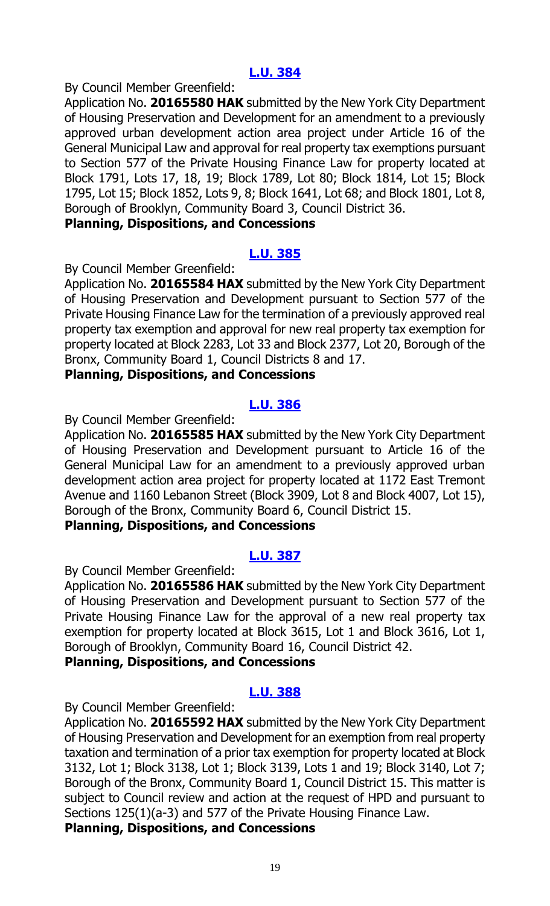**[L.U. 384](#)**

By Council Member Greenfield:

Application No. **20165580 HAK** submitted by the New York City Department of Housing Preservation and Development for an amendment to a previously approved urban development action area project under Article 16 of the General Municipal Law and approval for real property tax exemptions pursuant to Section 577 of the Private Housing Finance Law for property located at Block 1791, Lots 17, 18, 19; Block 1789, Lot 80; Block 1814, Lot 15; Block 1795, Lot 15; Block 1852, Lots 9, 8; Block 1641, Lot 68; and Block 1801, Lot 8, Borough of Brooklyn, Community Board 3, Council District 36.

**Planning, Dispositions, and Concessions**

**[L.U. 385](#)**

By Council Member Greenfield:

Application No. **20165584 HAX** submitted by the New York City Department of Housing Preservation and Development pursuant to Section 577 of the Private Housing Finance Law for the termination of a previously approved real property tax exemption and approval for new real property tax exemption for property located at Block 2283, Lot 33 and Block 2377, Lot 20, Borough of the Bronx, Community Board 1, Council Districts 8 and 17.

**Planning, Dispositions, and Concessions**

**[L.U. 386](#)**

By Council Member Greenfield:

Application No. **20165585 HAX** submitted by the New York City Department of Housing Preservation and Development pursuant to Article 16 of the General Municipal Law for an amendment to a previously approved urban development action area project for property located at 1172 East Tremont Avenue and 1160 Lebanon Street (Block 3909, Lot 8 and Block 4007, Lot 15), Borough of the Bronx, Community Board 6, Council District 15.

**Planning, Dispositions, and Concessions**

**[L.U. 387](#)**

By Council Member Greenfield:

Application No. **20165586 HAK** submitted by the New York City Department of Housing Preservation and Development pursuant to Section 577 of the Private Housing Finance Law for the approval of a new real property tax exemption for property located at Block 3615, Lot 1 and Block 3616, Lot 1, Borough of Brooklyn, Community Board 16, Council District 42.

**Planning, Dispositions, and Concessions**

**[L.U. 388](#)**

By Council Member Greenfield:

Application No. **20165592 HAX** submitted by the New York City Department of Housing Preservation and Development for an exemption from real property taxation and termination of a prior tax exemption for property located at Block 3132, Lot 1; Block 3138, Lot 1; Block 3139, Lots 1 and 19; Block 3140, Lot 7; Borough of the Bronx, Community Board 1, Council District 15. This matter is subject to Council review and action at the request of HPD and pursuant to Sections 125(1)(a-3) and 577 of the Private Housing Finance Law.

**Planning, Dispositions, and Concessions**